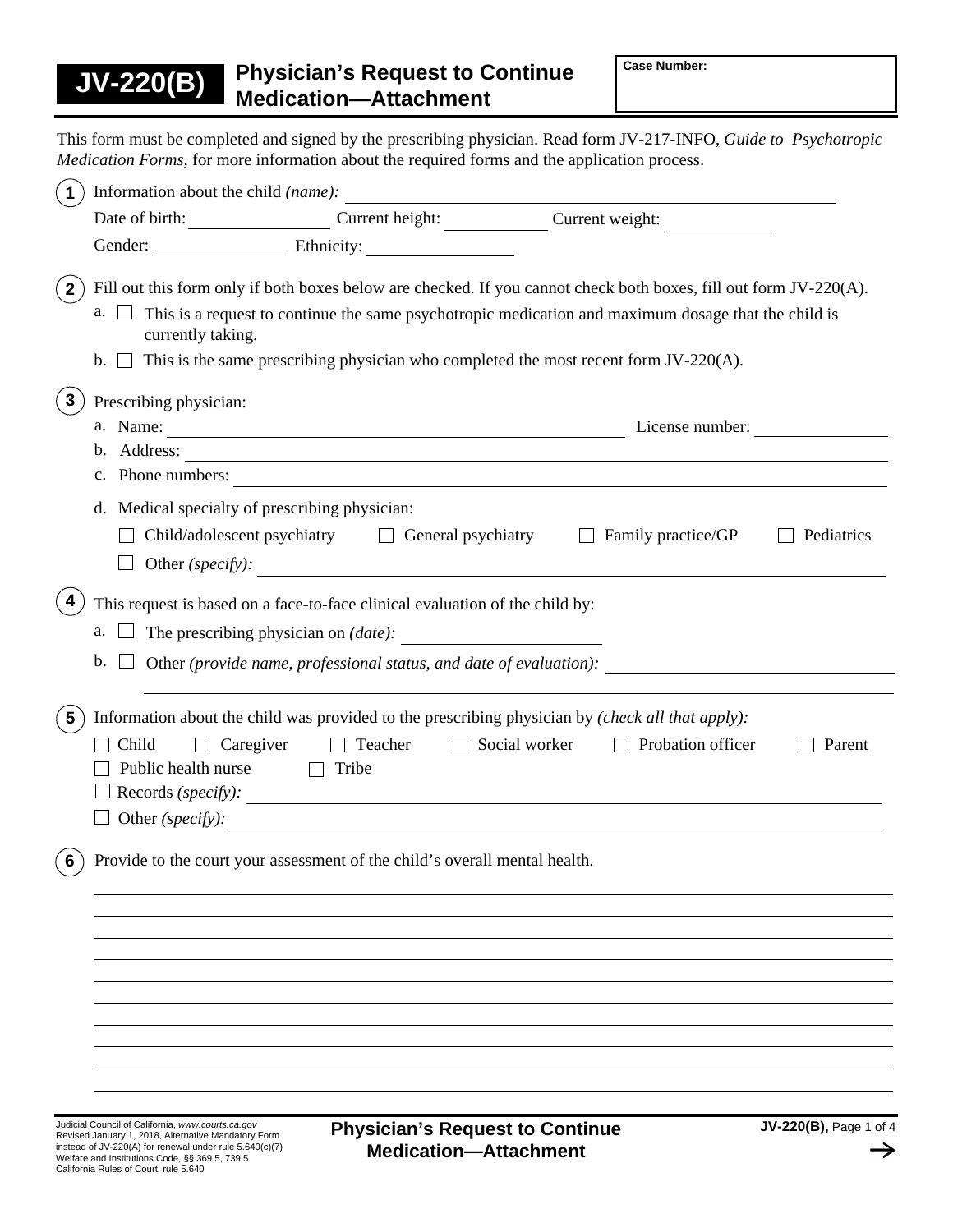# JV-220(B) Physician's Request to Continue Medication—Attachment

**Case Number:**

This form must be completed and signed by the prescribing physician. Read form JV-217-INFO, *Guide to Psychotropic Medication Forms*, for more information about the required forms and the application process.

**1** Information about the child *(name):* ______________________

Date of birth: ____________ Current height: __________ Current weight: __________

Gender: ____________ Ethnicity: ____________

**2** Fill out this form only if both boxes below are checked. If you cannot check both boxes, fill out form JV-220(A).

a. ☐ This is a request to continue the same psychotropic medication and maximum dosage that the child is currently taking.

b. ☐ This is the same prescribing physician who completed the most recent form JV-220(A).

**3** Prescribing physician:

a. Name: ______________________ License number: ____________

b. Address: ______________________

c. Phone numbers: ______________________

d. Medical specialty of prescribing physician:

☐ Child/adolescent psychiatry ☐ General psychiatry ☐ Family practice/GP ☐ Pediatrics

☐ Other *(specify):* ______________________

**4** This request is based on a face-to-face clinical evaluation of the child by:

a. ☐ The prescribing physician on *(date):* ____________

b. ☐ Other *(provide name, professional status, and date of evaluation):* ______________________

**5** Information about the child was provided to the prescribing physician by *(check all that apply):*

☐ Child ☐ Caregiver ☐ Teacher ☐ Social worker ☐ Probation officer ☐ Parent

☐ Public health nurse ☐ Tribe

☐ Records *(specify):* ______________________

☐ Other *(specify):* ______________________

**6** Provide to the court your assessment of the child's overall mental health.

______________________

Judicial Council of California, *www.courts.ca.gov*
Revised January 1, 2018, Alternative Mandatory Form instead of JV-220(A) for renewal under rule 5.640(c)(7)
Welfare and Institutions Code, §§ 369.5, 739.5
California Rules of Court, rule 5.640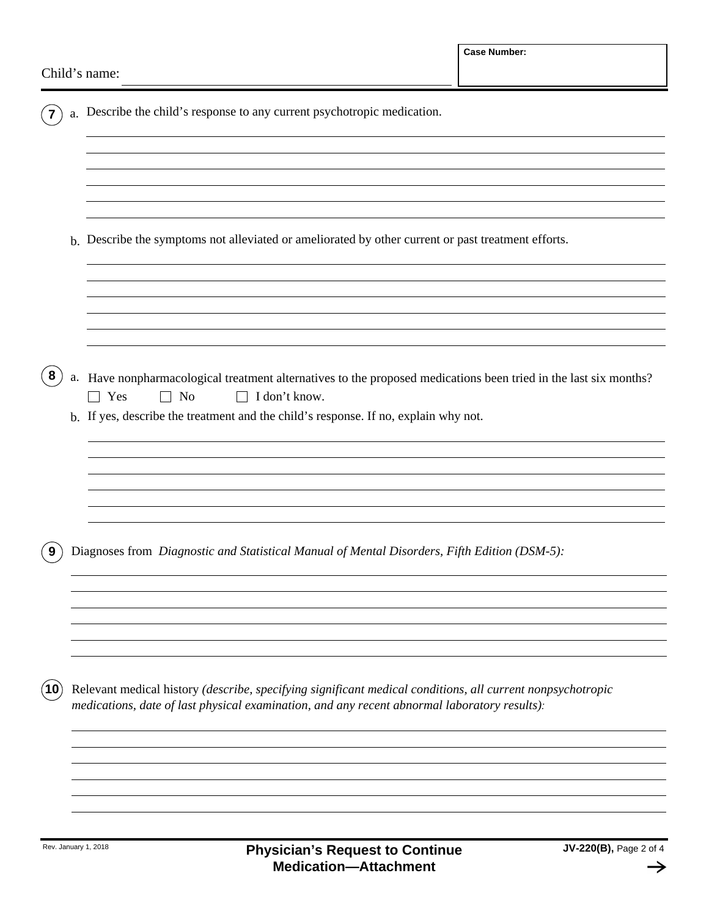Child's name: ______________________

**Case Number:**

**7** a. Describe the child's response to any current psychotropic medication.

b. Describe the symptoms not alleviated or ameliorated by other current or past treatment efforts.

**8** a. Have nonpharmacological treatment alternatives to the proposed medications been tried in the last six months?

☐ Yes ☐ No ☐ I don't know.

b. If yes, describe the treatment and the child's response. If no, explain why not.

**9** Diagnoses from *Diagnostic and Statistical Manual of Mental Disorders, Fifth Edition (DSM-5):*

**10** Relevant medical history *(describe, specifying significant medical conditions, all current nonpsychotropic medications, date of last physical examination, and any recent abnormal laboratory results):*

Rev. January 1, 2018

**Physician's Request to Continue Medication—Attachment**

**JV-220(B),** Page 2 of 4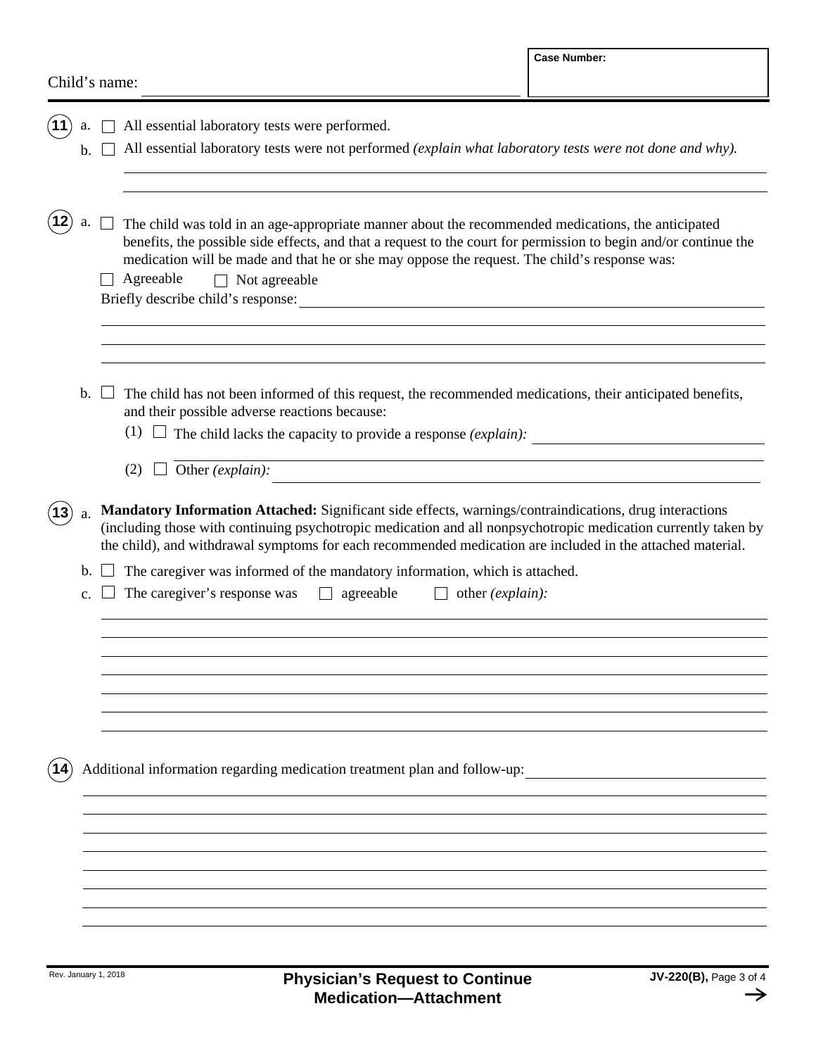Child's name: ______________________________ **Case Number:** __________

**11** a. ☐ All essential laboratory tests were performed.

b. ☐ All essential laboratory tests were not performed *(explain what laboratory tests were not done and why).*

______________________________

______________________________

**12** a. ☐ The child was told in an age-appropriate manner about the recommended medications, the anticipated benefits, the possible side effects, and that a request to the court for permission to begin and/or continue the medication will be made and that he or she may oppose the request. The child's response was:

☐ Agreeable ☐ Not agreeable

Briefly describe child's response: ______________________________

______________________________

______________________________

______________________________

b. ☐ The child has not been informed of this request, the recommended medications, their anticipated benefits, and their possible adverse reactions because:

(1) ☐ The child lacks the capacity to provide a response *(explain):* ______________________________

______________________________

(2) ☐ Other *(explain):* ______________________________

**13** a. **Mandatory Information Attached:** Significant side effects, warnings/contraindications, drug interactions (including those with continuing psychotropic medication and all nonpsychotropic medication currently taken by the child), and withdrawal symptoms for each recommended medication are included in the attached material.

b. ☐ The caregiver was informed of the mandatory information, which is attached.

c. ☐ The caregiver's response was ☐ agreeable ☐ other *(explain):*

______________________________

______________________________

______________________________

______________________________

______________________________

______________________________

______________________________

**14** Additional information regarding medication treatment plan and follow-up: ______________________________

______________________________

______________________________

______________________________

______________________________

______________________________

______________________________

______________________________

______________________________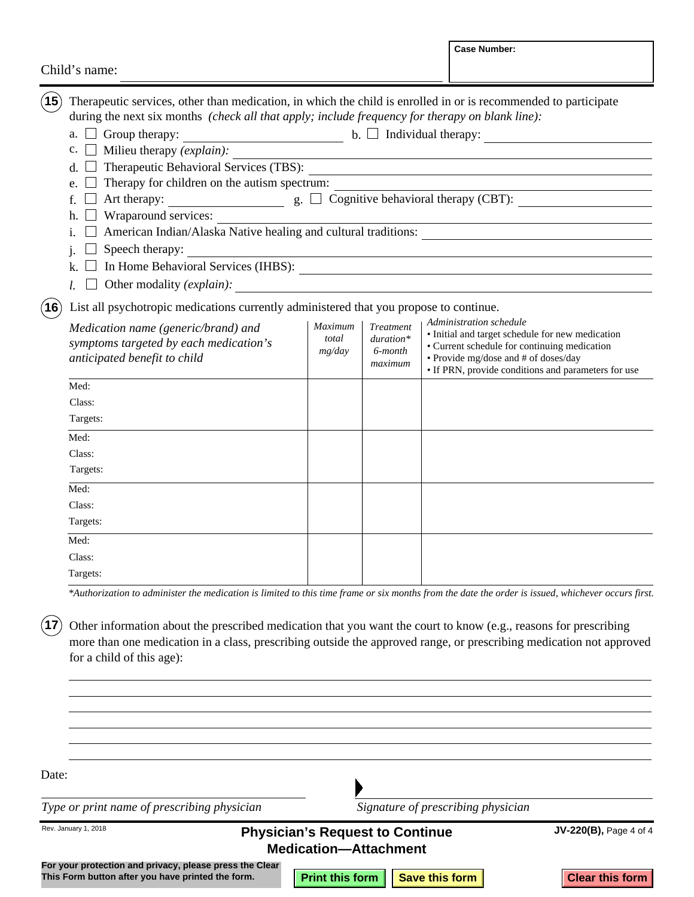Child's name: ______________________________

**Case Number:**

**15** Therapeutic services, other than medication, in which the child is enrolled in or is recommended to participate during the next six months *(check all that apply; include frequency for therapy on blank line):*

a. ☐ Group therapy: ____________ b. ☐ Individual therapy: ____________

c. ☐ Milieu therapy *(explain):* ____________

d. ☐ Therapeutic Behavioral Services (TBS): ____________

e. ☐ Therapy for children on the autism spectrum: ____________

f. ☐ Art therapy: ____________ g. ☐ Cognitive behavioral therapy (CBT): ____________

h. ☐ Wraparound services: ____________

i. ☐ American Indian/Alaska Native healing and cultural traditions: ____________

j. ☐ Speech therapy: ____________

k. ☐ In Home Behavioral Services (IHBS): ____________

*l.* ☐ Other modality *(explain):* ____________

**16** List all psychotropic medications currently administered that you propose to continue.

| *Medication name (generic/brand) and symptoms targeted by each medication's anticipated benefit to child* | *Maximum total mg/day* | *Treatment duration\* 6-month maximum* | *Administration schedule* • Initial and target schedule for new medication • Current schedule for continuing medication • Provide mg/dose and # of doses/day • If PRN, provide conditions and parameters for use |
|---|---|---|---|
| Med: Class: Targets: | | | |
| Med: Class: Targets: | | | |
| Med: Class: Targets: | | | |
| Med: Class: Targets: | | | |

*\*Authorization to administer the medication is limited to this time frame or six months from the date the order is issued, whichever occurs first.*

**17** Other information about the prescribed medication that you want the court to know (e.g., reasons for prescribing more than one medication in a class, prescribing outside the approved range, or prescribing medication not approved for a child of this age):

______________________________

______________________________

______________________________

______________________________

______________________________

______________________________

Date:

______________________________ ▶ ______________________________

*Type or print name of prescribing physician* *Signature of prescribing physician*

Rev. January 1, 2018

**Physician's Request to Continue Medication—Attachment**

**JV-220(B),**

**For your protection and privacy, please press the Clear This Form button after you have printed the form.**

Print this form | Save this form | Clear this form